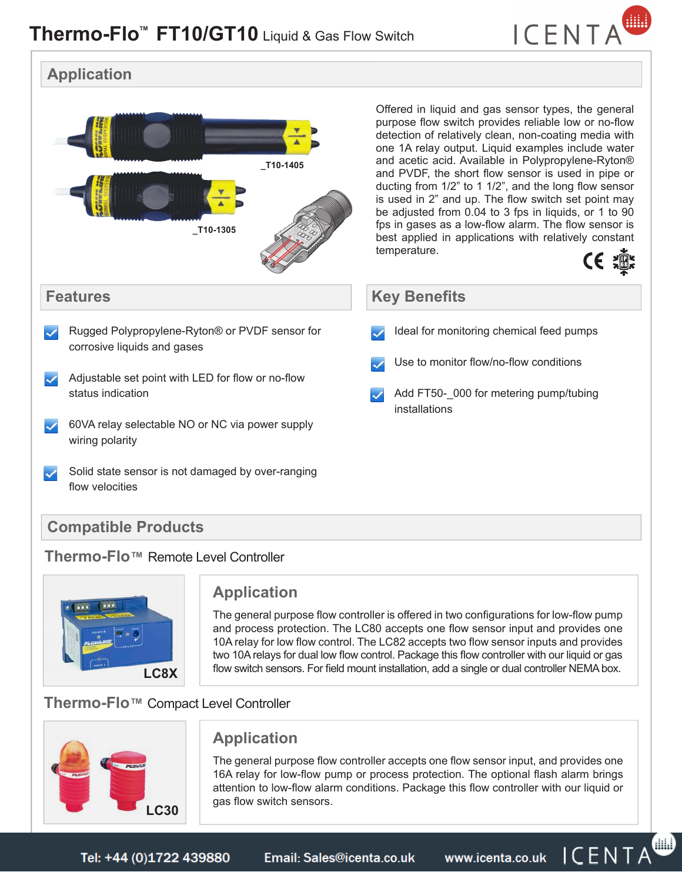# Thermo-Flo™ FT10/GT10 Liquid & Gas Flow Switch

## Application

_T10-1405

_T10-1305

Offered in liquid and gas sensor types, the general purpose flow switch provides reliable low or no-flow detection of relatively clean, non-coating media with one 1A relay output. Liquid examples include water and acetic acid. Available in Polypropylene-Ryton® and PVDF, the short flow sensor is used in pipe or ducting from 1/2” to 1 1/2”, and the long flow sensor is used in 2” and up. The flow switch set point may be adjusted from 0.04 to 3 fps in liquids, or 1 to 90 fps in gases as a low-flow alarm. The flow sensor is best applied in applications with relatively constant temperature.

## Features

- Rugged Polypropylene-Ryton® or PVDF sensor for corrosive liquids and gases
- Adjustable set point with LED for flow or no-flow status indication
- 60VA relay selectable NO or NC via power supply wiring polarity
- Solid state sensor is not damaged by over-ranging flow velocities

## Key Benefits

- Ideal for monitoring chemical feed pumps
- Use to monitor flow/no-flow conditions
- Add FT50-_000 for metering pump/tubing installations

## Compatible Products

### Thermo-Flo™ Remote Level Controller

LC8X

#### Application

The general purpose flow controller is offered in two configurations for low-flow pump and process protection. The LC80 accepts one flow sensor input and provides one 10A relay for low flow control. The LC82 accepts two flow sensor inputs and provides two 10A relays for dual low flow control. Package this flow controller with our liquid or gas flow switch sensors. For field mount installation, add a single or dual controller NEMA box.

### Thermo-Flo™ Compact Level Controller

LC30

#### Application

The general purpose flow controller accepts one flow sensor input, and provides one 16A relay for low-flow pump or process protection. The optional flash alarm brings attention to low-flow alarm conditions. Package this flow controller with our liquid or gas flow switch sensors.

Tel: +44 (0)1722 439880    Email: Sales@icenta.co.uk    www.icenta.co.uk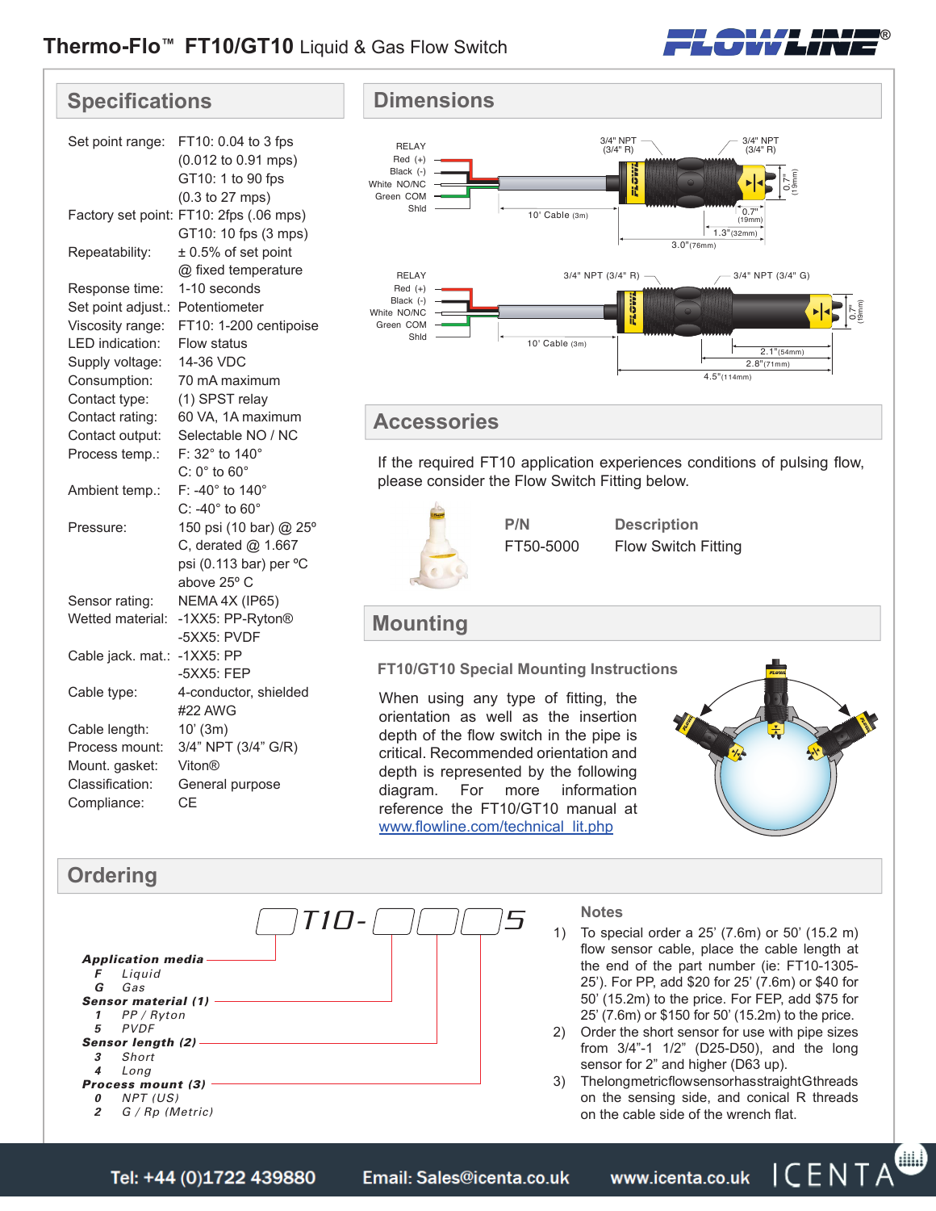# Thermo-Flo™ FT10/GT10 Liquid & Gas Flow Switch

## Specifications

| | |
|---|---|
| Set point range: | FT10: 0.04 to 3 fps (0.012 to 0.91 mps) GT10: 1 to 90 fps (0.3 to 27 mps) |
| Factory set point: | FT10: 2fps (.06 mps) GT10: 10 fps (3 mps) |
| Repeatability: | ± 0.5% of set point @ fixed temperature |
| Response time: | 1-10 seconds |
| Set point adjust.: | Potentiometer |
| Viscosity range: | FT10: 1-200 centipoise |
| LED indication: | Flow status |
| Supply voltage: | 14-36 VDC |
| Consumption: | 70 mA maximum |
| Contact type: | (1) SPST relay |
| Contact rating: | 60 VA, 1A maximum |
| Contact output: | Selectable NO / NC |
| Process temp.: | F: 32° to 140° C: 0° to 60° |
| Ambient temp.: | F: -40° to 140° C: -40° to 60° |
| Pressure: | 150 psi (10 bar) @ 25° C, derated @ 1.667 psi (0.113 bar) per ºC above 25º C |
| Sensor rating: | NEMA 4X (IP65) |
| Wetted material: | -1XX5: PP-Ryton® -5XX5: PVDF |
| Cable jack. mat.: | -1XX5: PP -5XX5: FEP |
| Cable type: | 4-conductor, shielded #22 AWG |
| Cable length: | 10' (3m) |
| Process mount: | 3/4" NPT (3/4" G/R) |
| Mount. gasket: | Viton® |
| Classification: | General purpose |
| Compliance: | CE |

## Dimensions

RELAY
Red (+)
Black (-)
White NO/NC
Green COM
Shld
10' Cable (3m)
3/4" NPT (3/4" R)
3/4" NPT (3/4" R)
0.7" (19mm)
0.7" (19mm)
1.3" (32mm)
3.0" (76mm)

RELAY
Red (+)
Black (-)
White NO/NC
Green COM
Shld
10' Cable (3m)
3/4" NPT (3/4" R)
3/4" NPT (3/4" G)
0.7" (19mm)
2.1" (54mm)
2.8" (71mm)
4.5" (114mm)

## Accessories

If the required FT10 application experiences conditions of pulsing flow, please consider the Flow Switch Fitting below.

| P/N | Description |
|---|---|
| FT50-5000 | Flow Switch Fitting |

## Mounting

### FT10/GT10 Special Mounting Instructions

When using any type of fitting, the orientation as well as the insertion depth of the flow switch in the pipe is critical. Recommended orientation and depth is represented by the following diagram. For more information reference the FT10/GT10 manual at www.flowline.com/technical_lit.php

## Ordering

[ ] T10- [ ] [ ] [ ] 5

***Application media***
- *F* Liquid
- *G* Gas

***Sensor material (1)***
- *1* PP / Ryton
- *5* PVDF

***Sensor length (2)***
- *3* Short
- *4* Long

***Process mount (3)***
- *0* NPT (US)
- *2* G / Rp (Metric)

### Notes

1) To special order a 25' (7.6m) or 50' (15.2 m) flow sensor cable, place the cable length at the end of the part number (ie: FT10-1305-25'). For PP, add $20 for 25' (7.6m) or $40 for 50' (15.2m) to the price. For FEP, add $75 for 25' (7.6m) or $150 for 50' (15.2m) to the price.
2) Order the short sensor for use with pipe sizes from 3/4"-1 1/2" (D25-D50), and the long sensor for 2" and higher (D63 up).
3) The long metric flow sensor has straight G threads on the sensing side, and conical R threads on the cable side of the wrench flat.

Tel: +44 (0)1722 439880 Email: Sales@icenta.co.uk www.icenta.co.uk